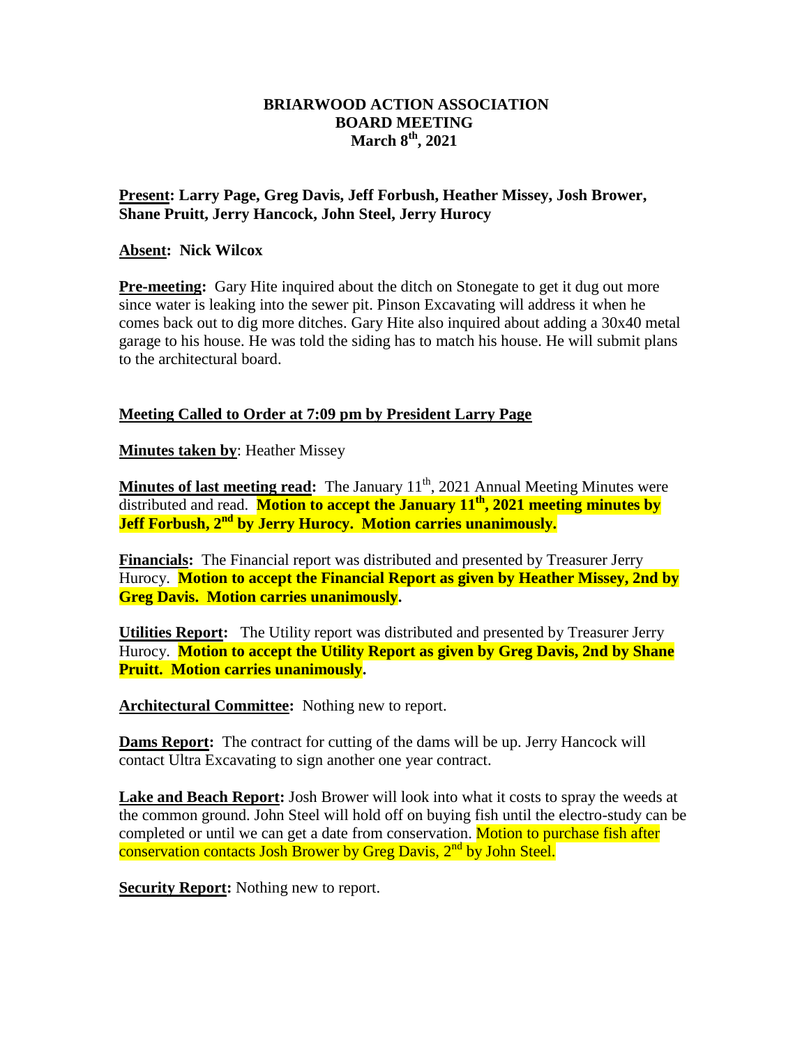**BRIARWOOD ACTION ASSOCIATION**
**BOARD MEETING**
**March 8th, 2021**

**Present: Larry Page, Greg Davis, Jeff Forbush, Heather Missey, Josh Brower, Shane Pruitt, Jerry Hancock, John Steel, Jerry Hurocy**

**Absent: Nick Wilcox**

**Pre-meeting:** Gary Hite inquired about the ditch on Stonegate to get it dug out more since water is leaking into the sewer pit. Pinson Excavating will address it when he comes back out to dig more ditches. Gary Hite also inquired about adding a 30x40 metal garage to his house. He was told the siding has to match his house. He will submit plans to the architectural board.

**Meeting Called to Order at 7:09 pm by President Larry Page**

**Minutes taken by**: Heather Missey

**Minutes of last meeting read:** The January 11th, 2021 Annual Meeting Minutes were distributed and read. **Motion to accept the January 11th, 2021 meeting minutes by Jeff Forbush, 2nd by Jerry Hurocy. Motion carries unanimously.**

**Financials:** The Financial report was distributed and presented by Treasurer Jerry Hurocy. **Motion to accept the Financial Report as given by Heather Missey, 2nd by Greg Davis. Motion carries unanimously.**

**Utilities Report:** The Utility report was distributed and presented by Treasurer Jerry Hurocy. **Motion to accept the Utility Report as given by Greg Davis, 2nd by Shane Pruitt. Motion carries unanimously.**

**Architectural Committee:** Nothing new to report.

**Dams Report:** The contract for cutting of the dams will be up. Jerry Hancock will contact Ultra Excavating to sign another one year contract.

**Lake and Beach Report:** Josh Brower will look into what it costs to spray the weeds at the common ground. John Steel will hold off on buying fish until the electro-study can be completed or until we can get a date from conservation. Motion to purchase fish after conservation contacts Josh Brower by Greg Davis, 2nd by John Steel.

**Security Report:** Nothing new to report.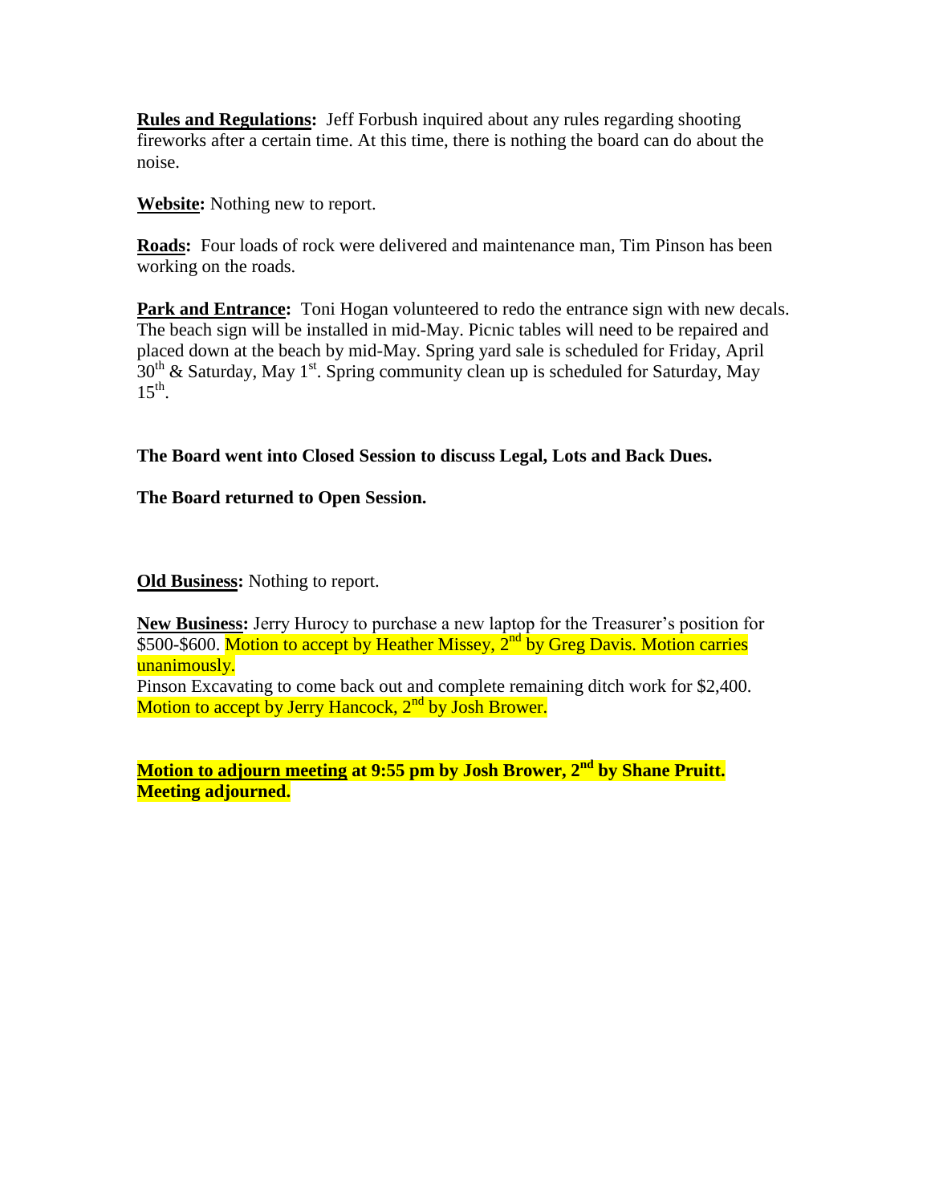**<u>Rules and Regulations</u>:** Jeff Forbush inquired about any rules regarding shooting fireworks after a certain time. At this time, there is nothing the board can do about the noise.

**<u>Website</u>:** Nothing new to report.

**<u>Roads</u>:** Four loads of rock were delivered and maintenance man, Tim Pinson has been working on the roads.

**<u>Park and Entrance</u>:** Toni Hogan volunteered to redo the entrance sign with new decals. The beach sign will be installed in mid-May. Picnic tables will need to be repaired and placed down at the beach by mid-May. Spring yard sale is scheduled for Friday, April 30th & Saturday, May 1st. Spring community clean up is scheduled for Saturday, May 15th.

**The Board went into Closed Session to discuss Legal, Lots and Back Dues.**

**The Board returned to Open Session.**

**<u>Old Business</u>:** Nothing to report.

**<u>New Business</u>:** Jerry Hurocy to purchase a new laptop for the Treasurer's position for $500-$600. Motion to accept by Heather Missey, 2nd by Greg Davis. Motion carries unanimously.

Pinson Excavating to come back out and complete remaining ditch work for $2,400. Motion to accept by Jerry Hancock, 2nd by Josh Brower.

**<u>Motion to adjourn meeting</u> at 9:55 pm by Josh Brower, 2nd by Shane Pruitt. Meeting adjourned.**